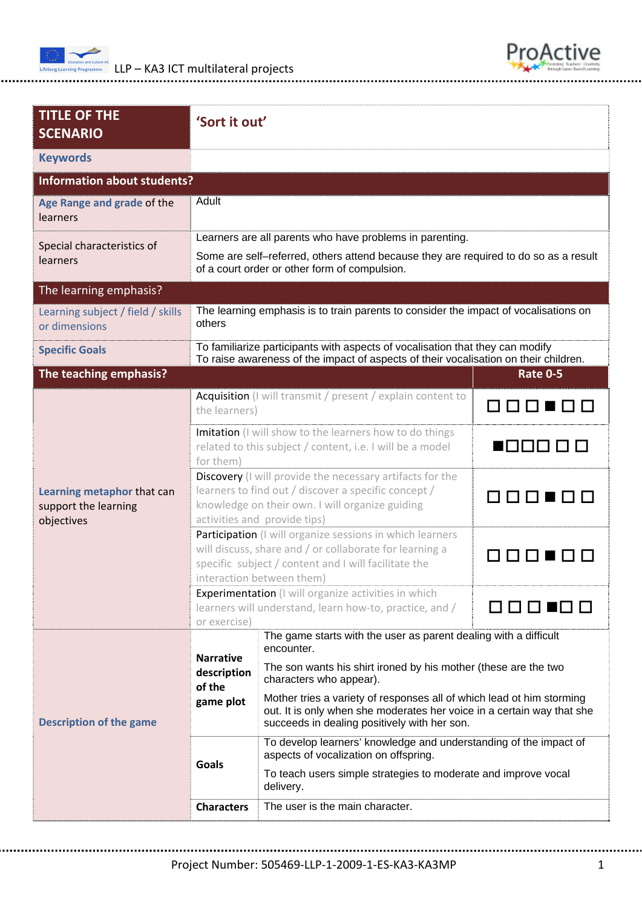| TITLE OF THE SCENARIO | 'Sort it out' | |
|---|---|---|
| **Keywords** | | |
| **Information about students?** | | |
| **Age Range and grade** of the learners | Adult | |
| Special characteristics of learners | Learners are all parents who have problems in parenting.<br><br>Some are self–referred, others attend because they are required to do so as a result of a court order or other form of compulsion. | |
| The learning emphasis? | | |
| Learning subject / field / skills or dimensions | The learning emphasis is to train parents to consider the impact of vocalisations on others | |
| **Specific Goals** | To familiarize participants with aspects of vocalisation that they can modify<br>To raise awareness of the impact of aspects of their vocalisation on their children. | |
| **The teaching emphasis?** | | **Rate 0-5** |
| **Learning metaphor** that can support the learning objectives | Acquisition (I will transmit / present / explain content to the learners) | □ □ □ ■ □ □ |
| | Imitation (I will show to the learners how to do things related to this subject / content, i.e. I will be a model for them) | ■□□□ □ □ |
| | Discovery (I will provide the necessary artifacts for the learners to find out / discover a specific concept / knowledge on their own. I will organize guiding activities and provide tips) | □ □ □ ■ □ □ |
| | Participation (I will organize sessions in which learners will discuss, share and / or collaborate for learning a specific subject / content and I will facilitate the interaction between them) | □ □ □ ■ □ □ |
| | Experimentation (I will organize activities in which learners will understand, learn how-to, practice, and / or exercise) | □ □ □ ■□ □ |

| **Description of the game** | | |
|---|---|---|
| | **Narrative description of the game plot** | The game starts with the user as parent dealing with a difficult encounter.<br><br>The son wants his shirt ironed by his mother (these are the two characters who appear).<br><br>Mother tries a variety of responses all of which lead ot him storming out. It is only when she moderates her voice in a certain way that she succeeds in dealing positively with her son. |
| | **Goals** | To develop learners' knowledge and understanding of the impact of aspects of vocalization on offspring.<br><br>To teach users simple strategies to moderate and improve vocal delivery. |
| | **Characters** | The user is the main character. |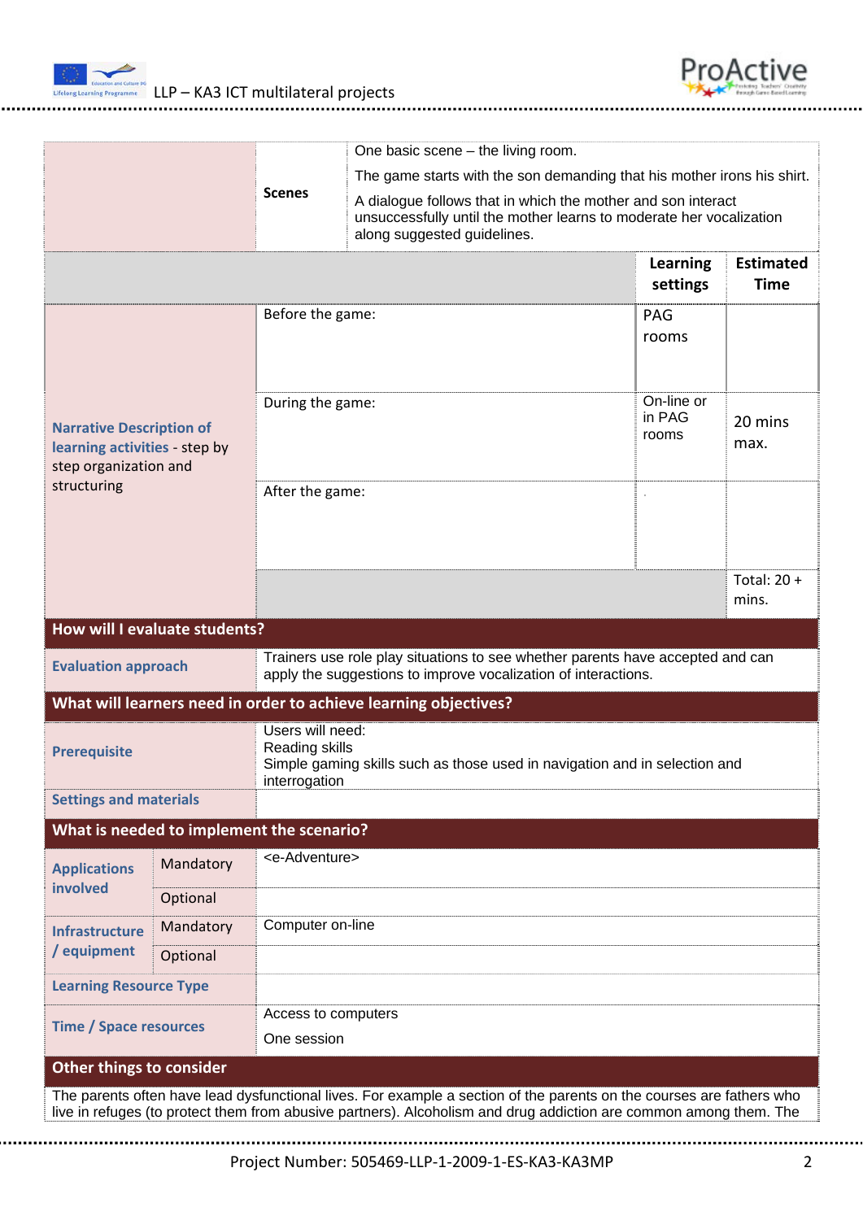| | | |
|---|---|---|
| | **Scenes** | One basic scene – the living room.<br>The game starts with the son demanding that his mother irons his shirt.<br>A dialogue follows that in which the mother and son interact unsuccessfully until the mother learns to moderate her vocalization along suggested guidelines. |

| | | **Learning settings** | **Estimated Time** |
|---|---|---|---|
| **Narrative Description of learning activities** - step by step organization and structuring | Before the game: | PAG rooms | |
| | During the game: | On-line or in PAG rooms | 20 mins max. |
| | After the game: | . | |
| | | | Total: 20 + mins. |

| **How will I evaluate students?** | | |
|---|---|---|
| **Evaluation approach** | | Trainers use role play situations to see whether parents have accepted and can apply the suggestions to improve vocalization of interactions. |
| **What will learners need in order to achieve learning objectives?** | | |
| **Prerequisite** | | Users will need:<br>Reading skills<br>Simple gaming skills such as those used in navigation and in selection and interrogation |
| **Settings and materials** | | |
| **What is needed to implement the scenario?** | | |
| **Applications involved** | Mandatory | <e-Adventure> |
| | Optional | |
| **Infrastructure / equipment** | Mandatory | Computer on-line |
| | Optional | |
| **Learning Resource Type** | | |
| **Time / Space resources** | | Access to computers<br>One session |
| **Other things to consider** | | |

The parents often have lead dysfunctional lives. For example a section of the parents on the courses are fathers who live in refuges (to protect them from abusive partners). Alcoholism and drug addiction are common among them. The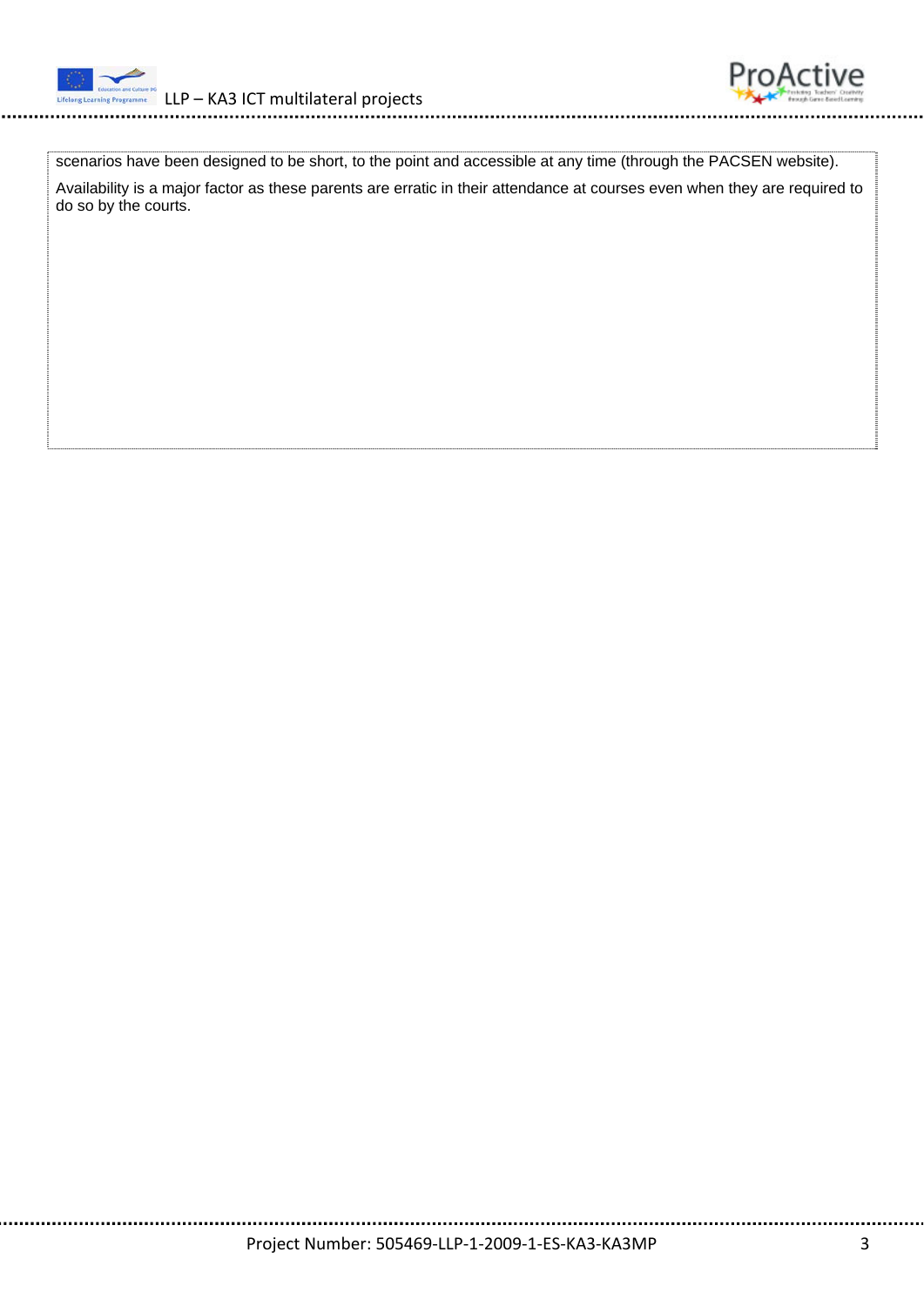scenarios have been designed to be short, to the point and accessible at any time (through the PACSEN website).

Availability is a major factor as these parents are erratic in their attendance at courses even when they are required to do so by the courts.